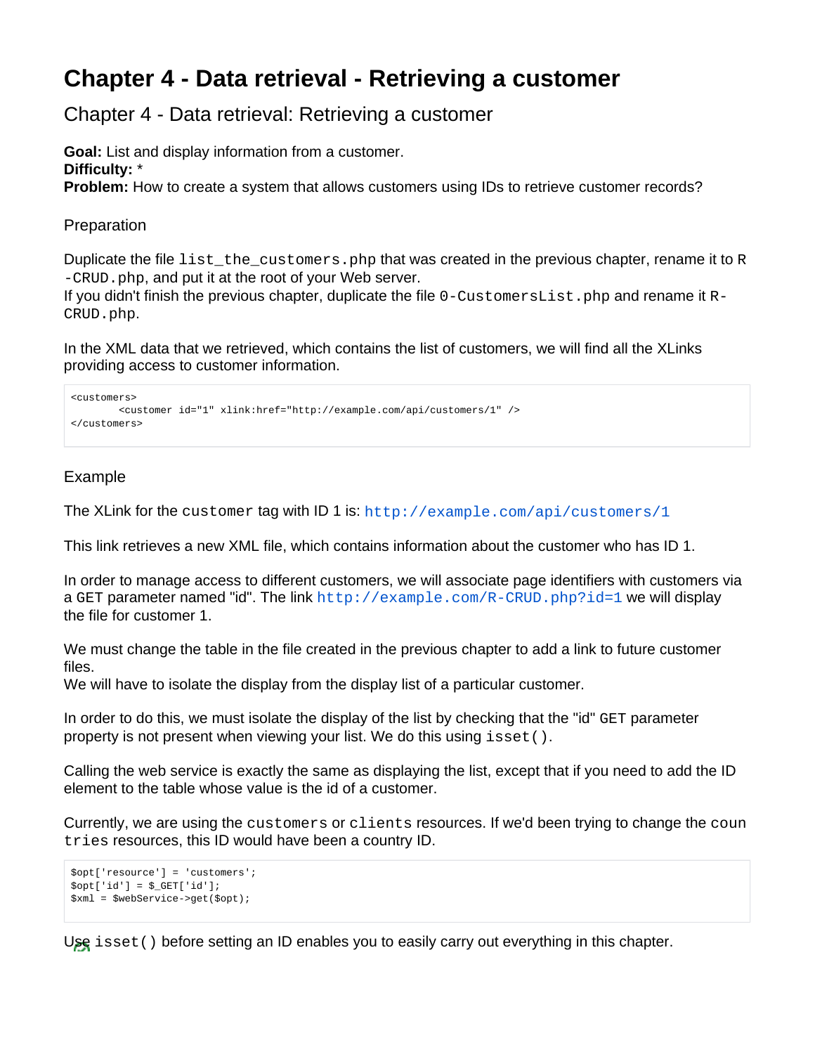# Chapter 4 - Data retrieval - Retrieving a customer

## Chapter 4 - Data retrieval: Retrieving a customer

**Goal:** List and display information from a customer.
**Difficulty:** *
**Problem:** How to create a system that allows customers using IDs to retrieve customer records?

### Preparation

Duplicate the file `list_the_customers.php` that was created in the previous chapter, rename it to `R-CRUD.php`, and put it at the root of your Web server.
If you didn't finish the previous chapter, duplicate the file `0-CustomersList.php` and rename it `R-CRUD.php`.

In the XML data that we retrieved, which contains the list of customers, we will find all the XLinks providing access to customer information.

```
<customers>
        <customer id="1" xlink:href="http://example.com/api/customers/1" />
</customers>
```

### Example

The XLink for the `customer` tag with ID 1 is: `http://example.com/api/customers/1`

This link retrieves a new XML file, which contains information about the customer who has ID 1.

In order to manage access to different customers, we will associate page identifiers with customers via a `GET` parameter named "id". The link `http://example.com/R-CRUD.php?id=1` we will display the file for customer 1.

We must change the table in the file created in the previous chapter to add a link to future customer files.
We will have to isolate the display from the display list of a particular customer.

In order to do this, we must isolate the display of the list by checking that the "id" `GET` parameter property is not present when viewing your list. We do this using `isset()`.

Calling the web service is exactly the same as displaying the list, except that if you need to add the ID element to the table whose value is the id of a customer.

Currently, we are using the `customers` or `clients` resources. If we'd been trying to change the `countries` resources, this ID would have been a country ID.

```
$opt['resource'] = 'customers';
$opt['id'] = $_GET['id'];
$xml = $webService->get($opt);
```

Use `isset()` before setting an ID enables you to easily carry out everything in this chapter.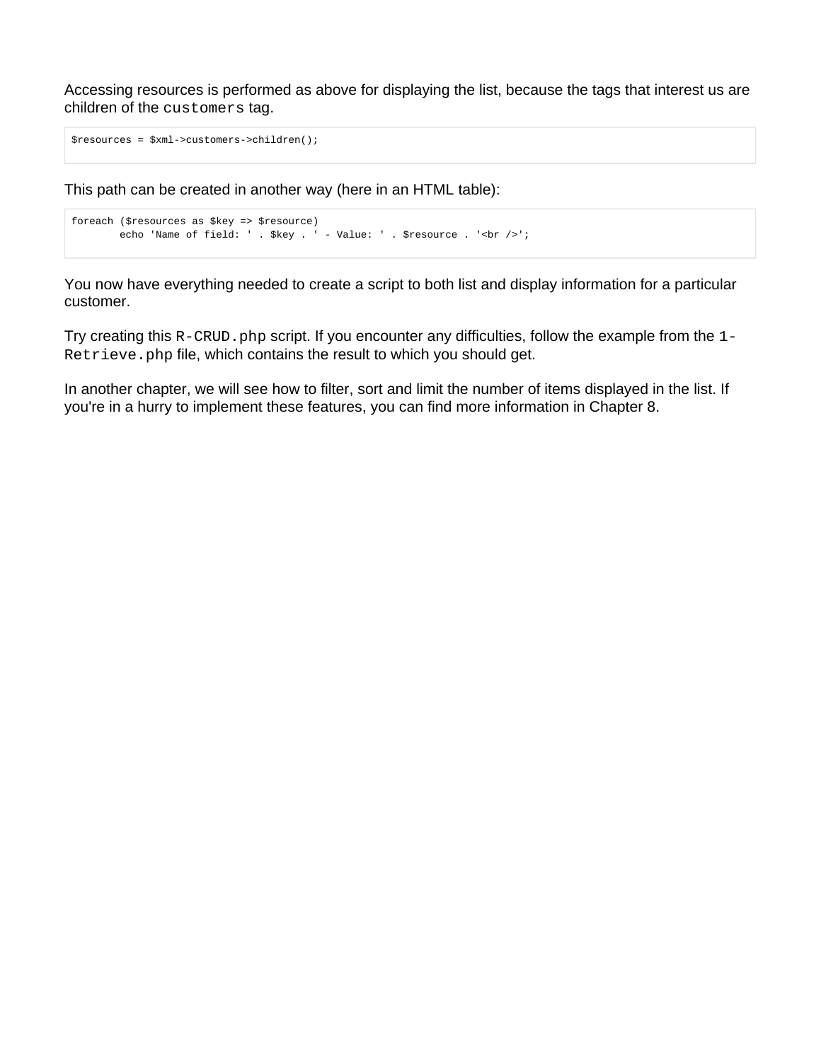Accessing resources is performed as above for displaying the list, because the tags that interest us are children of the `customers` tag.

```
$resources = $xml->customers->children();
```

This path can be created in another way (here in an HTML table):

```
foreach ($resources as $key => $resource)
        echo 'Name of field: ' . $key . ' - Value: ' . $resource . '<br />';
```

You now have everything needed to create a script to both list and display information for a particular customer.

Try creating this `R-CRUD.php` script. If you encounter any difficulties, follow the example from the `1-Retrieve.php` file, which contains the result to which you should get.

In another chapter, we will see how to filter, sort and limit the number of items displayed in the list. If you're in a hurry to implement these features, you can find more information in Chapter 8.